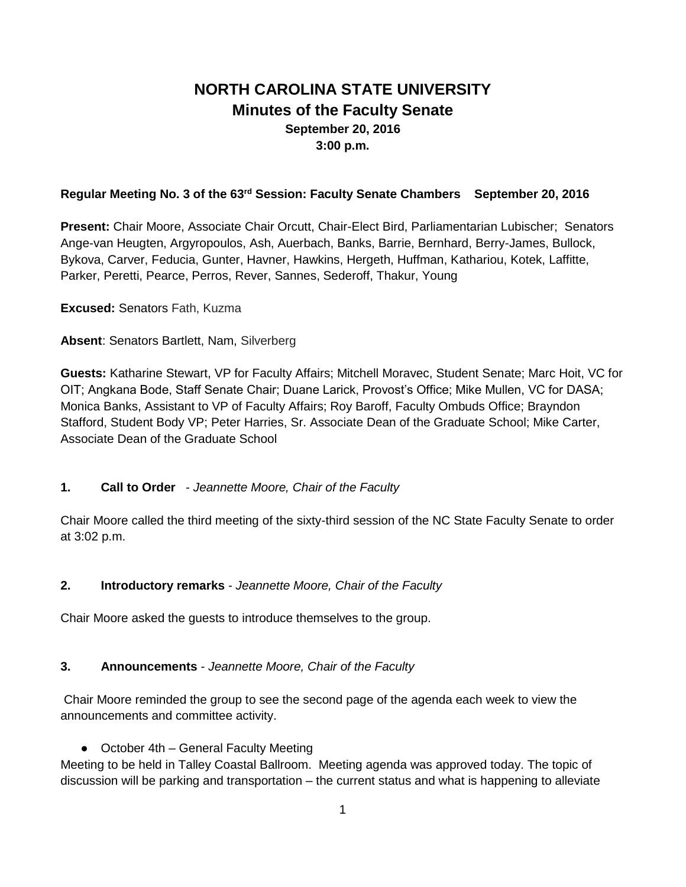# NORTH CAROLINA STATE UNIVERSITY
## Minutes of the Faculty Senate
### September 20, 2016
### 3:00 p.m.

**Regular Meeting No. 3 of the 63rd Session: Faculty Senate Chambers September 20, 2016**

**Present:** Chair Moore, Associate Chair Orcutt, Chair-Elect Bird, Parliamentarian Lubischer; Senators Ange-van Heugten, Argyropoulos, Ash, Auerbach, Banks, Barrie, Bernhard, Berry-James, Bullock, Bykova, Carver, Feducia, Gunter, Havner, Hawkins, Hergeth, Huffman, Kathariou, Kotek, Laffitte, Parker, Peretti, Pearce, Perros, Rever, Sannes, Sederoff, Thakur, Young

**Excused:** Senators Fath, Kuzma

**Absent**: Senators Bartlett, Nam, Silverberg

**Guests:** Katharine Stewart, VP for Faculty Affairs; Mitchell Moravec, Student Senate; Marc Hoit, VC for OIT; Angkana Bode, Staff Senate Chair; Duane Larick, Provost's Office; Mike Mullen, VC for DASA; Monica Banks, Assistant to VP of Faculty Affairs; Roy Baroff, Faculty Ombuds Office; Brayndon Stafford, Student Body VP; Peter Harries, Sr. Associate Dean of the Graduate School; Mike Carter, Associate Dean of the Graduate School

**1. Call to Order** - *Jeannette Moore, Chair of the Faculty*

Chair Moore called the third meeting of the sixty-third session of the NC State Faculty Senate to order at 3:02 p.m.

**2. Introductory remarks** - *Jeannette Moore, Chair of the Faculty*

Chair Moore asked the guests to introduce themselves to the group.

**3. Announcements** - *Jeannette Moore, Chair of the Faculty*

Chair Moore reminded the group to see the second page of the agenda each week to view the announcements and committee activity.

- October 4th – General Faculty Meeting

Meeting to be held in Talley Coastal Ballroom. Meeting agenda was approved today. The topic of discussion will be parking and transportation – the current status and what is happening to alleviate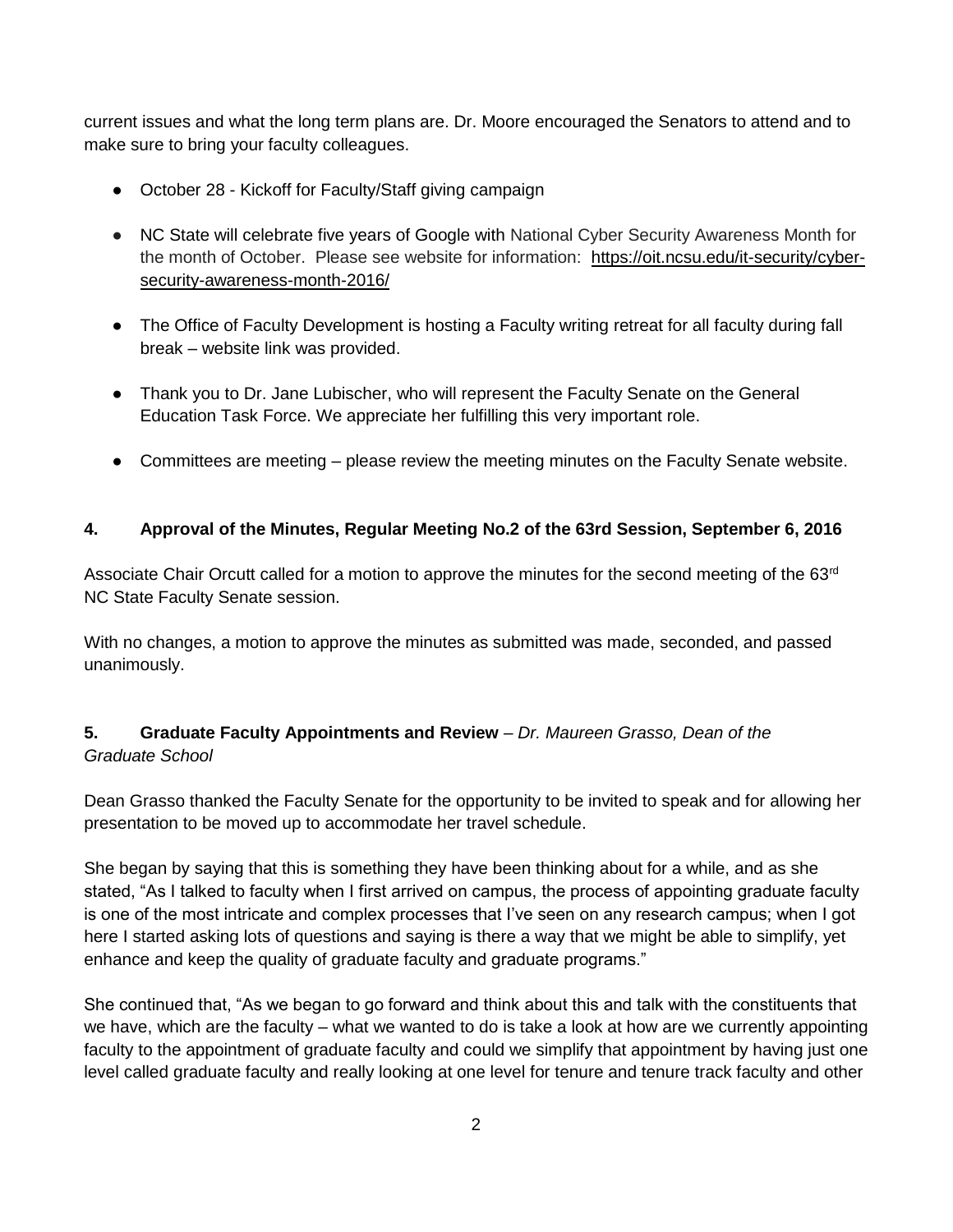current issues and what the long term plans are. Dr. Moore encouraged the Senators to attend and to make sure to bring your faculty colleagues.

- October 28 - Kickoff for Faculty/Staff giving campaign
- NC State will celebrate five years of Google with National Cyber Security Awareness Month for the month of October. Please see website for information: https://oit.ncsu.edu/it-security/cyber-security-awareness-month-2016/
- The Office of Faculty Development is hosting a Faculty writing retreat for all faculty during fall break – website link was provided.
- Thank you to Dr. Jane Lubischer, who will represent the Faculty Senate on the General Education Task Force. We appreciate her fulfilling this very important role.
- Committees are meeting – please review the meeting minutes on the Faculty Senate website.

**4. Approval of the Minutes, Regular Meeting No.2 of the 63rd Session, September 6, 2016**

Associate Chair Orcutt called for a motion to approve the minutes for the second meeting of the 63rd NC State Faculty Senate session.

With no changes, a motion to approve the minutes as submitted was made, seconded, and passed unanimously.

**5. Graduate Faculty Appointments and Review** – *Dr. Maureen Grasso, Dean of the Graduate School*

Dean Grasso thanked the Faculty Senate for the opportunity to be invited to speak and for allowing her presentation to be moved up to accommodate her travel schedule.

She began by saying that this is something they have been thinking about for a while, and as she stated, "As I talked to faculty when I first arrived on campus, the process of appointing graduate faculty is one of the most intricate and complex processes that I've seen on any research campus; when I got here I started asking lots of questions and saying is there a way that we might be able to simplify, yet enhance and keep the quality of graduate faculty and graduate programs."

She continued that, "As we began to go forward and think about this and talk with the constituents that we have, which are the faculty – what we wanted to do is take a look at how are we currently appointing faculty to the appointment of graduate faculty and could we simplify that appointment by having just one level called graduate faculty and really looking at one level for tenure and tenure track faculty and other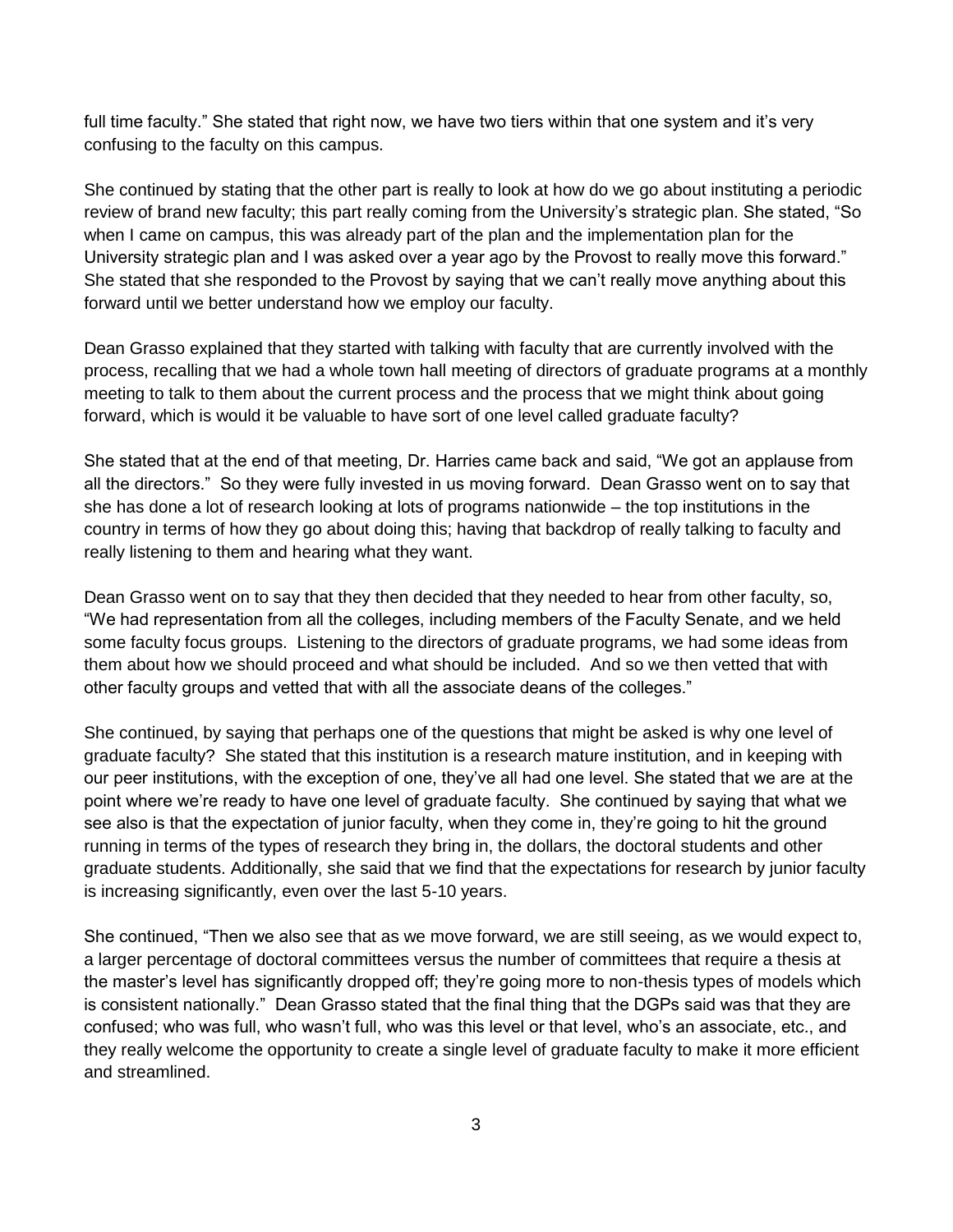full time faculty." She stated that right now, we have two tiers within that one system and it's very confusing to the faculty on this campus.

She continued by stating that the other part is really to look at how do we go about instituting a periodic review of brand new faculty; this part really coming from the University's strategic plan. She stated, "So when I came on campus, this was already part of the plan and the implementation plan for the University strategic plan and I was asked over a year ago by the Provost to really move this forward." She stated that she responded to the Provost by saying that we can't really move anything about this forward until we better understand how we employ our faculty.

Dean Grasso explained that they started with talking with faculty that are currently involved with the process, recalling that we had a whole town hall meeting of directors of graduate programs at a monthly meeting to talk to them about the current process and the process that we might think about going forward, which is would it be valuable to have sort of one level called graduate faculty?

She stated that at the end of that meeting, Dr. Harries came back and said, "We got an applause from all the directors." So they were fully invested in us moving forward. Dean Grasso went on to say that she has done a lot of research looking at lots of programs nationwide – the top institutions in the country in terms of how they go about doing this; having that backdrop of really talking to faculty and really listening to them and hearing what they want.

Dean Grasso went on to say that they then decided that they needed to hear from other faculty, so, "We had representation from all the colleges, including members of the Faculty Senate, and we held some faculty focus groups. Listening to the directors of graduate programs, we had some ideas from them about how we should proceed and what should be included. And so we then vetted that with other faculty groups and vetted that with all the associate deans of the colleges."

She continued, by saying that perhaps one of the questions that might be asked is why one level of graduate faculty? She stated that this institution is a research mature institution, and in keeping with our peer institutions, with the exception of one, they've all had one level. She stated that we are at the point where we're ready to have one level of graduate faculty. She continued by saying that what we see also is that the expectation of junior faculty, when they come in, they're going to hit the ground running in terms of the types of research they bring in, the dollars, the doctoral students and other graduate students. Additionally, she said that we find that the expectations for research by junior faculty is increasing significantly, even over the last 5-10 years.

She continued, "Then we also see that as we move forward, we are still seeing, as we would expect to, a larger percentage of doctoral committees versus the number of committees that require a thesis at the master's level has significantly dropped off; they're going more to non-thesis types of models which is consistent nationally." Dean Grasso stated that the final thing that the DGPs said was that they are confused; who was full, who wasn't full, who was this level or that level, who's an associate, etc., and they really welcome the opportunity to create a single level of graduate faculty to make it more efficient and streamlined.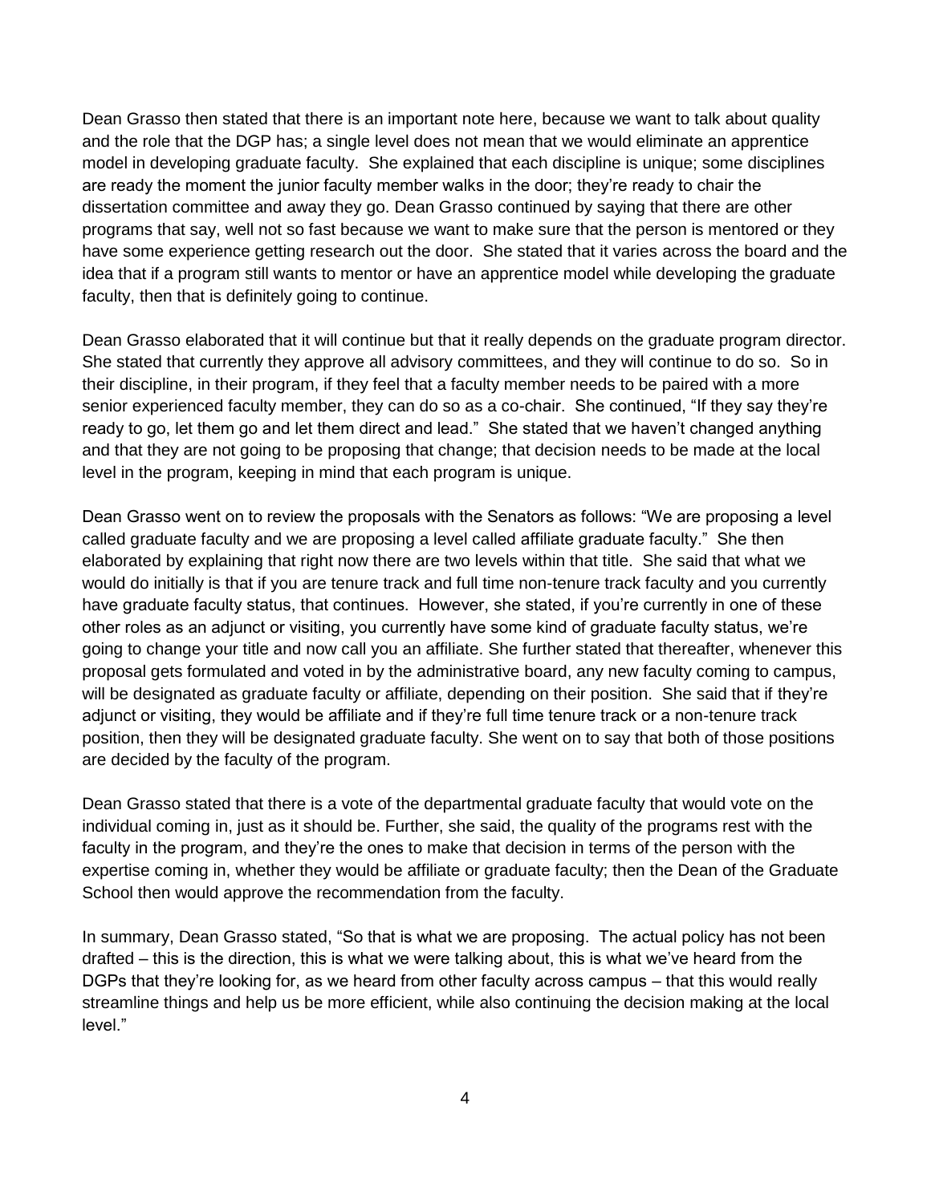Dean Grasso then stated that there is an important note here, because we want to talk about quality and the role that the DGP has; a single level does not mean that we would eliminate an apprentice model in developing graduate faculty. She explained that each discipline is unique; some disciplines are ready the moment the junior faculty member walks in the door; they're ready to chair the dissertation committee and away they go. Dean Grasso continued by saying that there are other programs that say, well not so fast because we want to make sure that the person is mentored or they have some experience getting research out the door. She stated that it varies across the board and the idea that if a program still wants to mentor or have an apprentice model while developing the graduate faculty, then that is definitely going to continue.

Dean Grasso elaborated that it will continue but that it really depends on the graduate program director. She stated that currently they approve all advisory committees, and they will continue to do so. So in their discipline, in their program, if they feel that a faculty member needs to be paired with a more senior experienced faculty member, they can do so as a co-chair. She continued, "If they say they're ready to go, let them go and let them direct and lead." She stated that we haven't changed anything and that they are not going to be proposing that change; that decision needs to be made at the local level in the program, keeping in mind that each program is unique.

Dean Grasso went on to review the proposals with the Senators as follows: "We are proposing a level called graduate faculty and we are proposing a level called affiliate graduate faculty." She then elaborated by explaining that right now there are two levels within that title. She said that what we would do initially is that if you are tenure track and full time non-tenure track faculty and you currently have graduate faculty status, that continues. However, she stated, if you're currently in one of these other roles as an adjunct or visiting, you currently have some kind of graduate faculty status, we're going to change your title and now call you an affiliate. She further stated that thereafter, whenever this proposal gets formulated and voted in by the administrative board, any new faculty coming to campus, will be designated as graduate faculty or affiliate, depending on their position. She said that if they're adjunct or visiting, they would be affiliate and if they're full time tenure track or a non-tenure track position, then they will be designated graduate faculty. She went on to say that both of those positions are decided by the faculty of the program.

Dean Grasso stated that there is a vote of the departmental graduate faculty that would vote on the individual coming in, just as it should be. Further, she said, the quality of the programs rest with the faculty in the program, and they're the ones to make that decision in terms of the person with the expertise coming in, whether they would be affiliate or graduate faculty; then the Dean of the Graduate School then would approve the recommendation from the faculty.

In summary, Dean Grasso stated, "So that is what we are proposing. The actual policy has not been drafted – this is the direction, this is what we were talking about, this is what we've heard from the DGPs that they're looking for, as we heard from other faculty across campus – that this would really streamline things and help us be more efficient, while also continuing the decision making at the local level."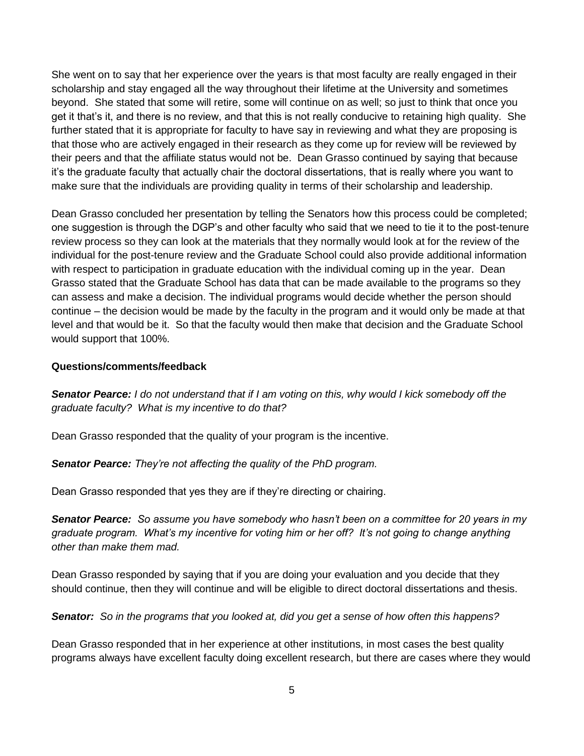She went on to say that her experience over the years is that most faculty are really engaged in their scholarship and stay engaged all the way throughout their lifetime at the University and sometimes beyond. She stated that some will retire, some will continue on as well; so just to think that once you get it that's it, and there is no review, and that this is not really conducive to retaining high quality. She further stated that it is appropriate for faculty to have say in reviewing and what they are proposing is that those who are actively engaged in their research as they come up for review will be reviewed by their peers and that the affiliate status would not be. Dean Grasso continued by saying that because it's the graduate faculty that actually chair the doctoral dissertations, that is really where you want to make sure that the individuals are providing quality in terms of their scholarship and leadership.

Dean Grasso concluded her presentation by telling the Senators how this process could be completed; one suggestion is through the DGP's and other faculty who said that we need to tie it to the post-tenure review process so they can look at the materials that they normally would look at for the review of the individual for the post-tenure review and the Graduate School could also provide additional information with respect to participation in graduate education with the individual coming up in the year. Dean Grasso stated that the Graduate School has data that can be made available to the programs so they can assess and make a decision. The individual programs would decide whether the person should continue – the decision would be made by the faculty in the program and it would only be made at that level and that would be it. So that the faculty would then make that decision and the Graduate School would support that 100%.

**Questions/comments/feedback**

***Senator Pearce:*** *I do not understand that if I am voting on this, why would I kick somebody off the graduate faculty? What is my incentive to do that?*

Dean Grasso responded that the quality of your program is the incentive.

***Senator Pearce:*** *They're not affecting the quality of the PhD program.*

Dean Grasso responded that yes they are if they're directing or chairing.

***Senator Pearce:*** *So assume you have somebody who hasn't been on a committee for 20 years in my graduate program. What's my incentive for voting him or her off? It's not going to change anything other than make them mad.*

Dean Grasso responded by saying that if you are doing your evaluation and you decide that they should continue, then they will continue and will be eligible to direct doctoral dissertations and thesis.

***Senator:*** *So in the programs that you looked at, did you get a sense of how often this happens?*

Dean Grasso responded that in her experience at other institutions, in most cases the best quality programs always have excellent faculty doing excellent research, but there are cases where they would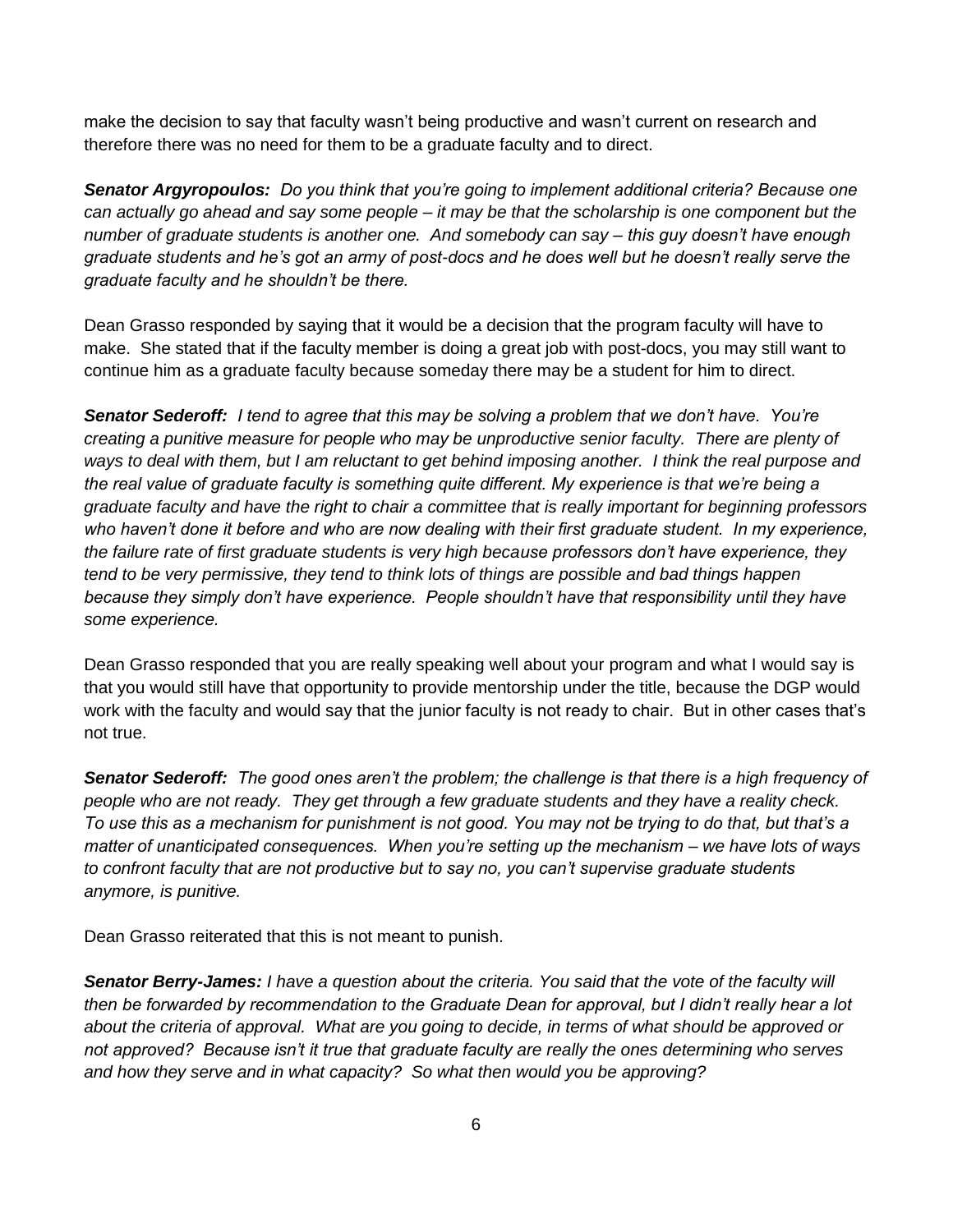make the decision to say that faculty wasn't being productive and wasn't current on research and therefore there was no need for them to be a graduate faculty and to direct.

***Senator Argyropoulos:*** *Do you think that you're going to implement additional criteria? Because one can actually go ahead and say some people – it may be that the scholarship is one component but the number of graduate students is another one. And somebody can say – this guy doesn't have enough graduate students and he's got an army of post-docs and he does well but he doesn't really serve the graduate faculty and he shouldn't be there.*

Dean Grasso responded by saying that it would be a decision that the program faculty will have to make. She stated that if the faculty member is doing a great job with post-docs, you may still want to continue him as a graduate faculty because someday there may be a student for him to direct.

***Senator Sederoff:*** *I tend to agree that this may be solving a problem that we don't have. You're creating a punitive measure for people who may be unproductive senior faculty. There are plenty of ways to deal with them, but I am reluctant to get behind imposing another. I think the real purpose and the real value of graduate faculty is something quite different. My experience is that we're being a graduate faculty and have the right to chair a committee that is really important for beginning professors who haven't done it before and who are now dealing with their first graduate student. In my experience, the failure rate of first graduate students is very high because professors don't have experience, they tend to be very permissive, they tend to think lots of things are possible and bad things happen because they simply don't have experience. People shouldn't have that responsibility until they have some experience.*

Dean Grasso responded that you are really speaking well about your program and what I would say is that you would still have that opportunity to provide mentorship under the title, because the DGP would work with the faculty and would say that the junior faculty is not ready to chair. But in other cases that's not true.

***Senator Sederoff:*** *The good ones aren't the problem; the challenge is that there is a high frequency of people who are not ready. They get through a few graduate students and they have a reality check. To use this as a mechanism for punishment is not good. You may not be trying to do that, but that's a matter of unanticipated consequences. When you're setting up the mechanism – we have lots of ways to confront faculty that are not productive but to say no, you can't supervise graduate students anymore, is punitive.*

Dean Grasso reiterated that this is not meant to punish.

***Senator Berry-James:*** *I have a question about the criteria. You said that the vote of the faculty will then be forwarded by recommendation to the Graduate Dean for approval, but I didn't really hear a lot about the criteria of approval. What are you going to decide, in terms of what should be approved or not approved? Because isn't it true that graduate faculty are really the ones determining who serves and how they serve and in what capacity? So what then would you be approving?*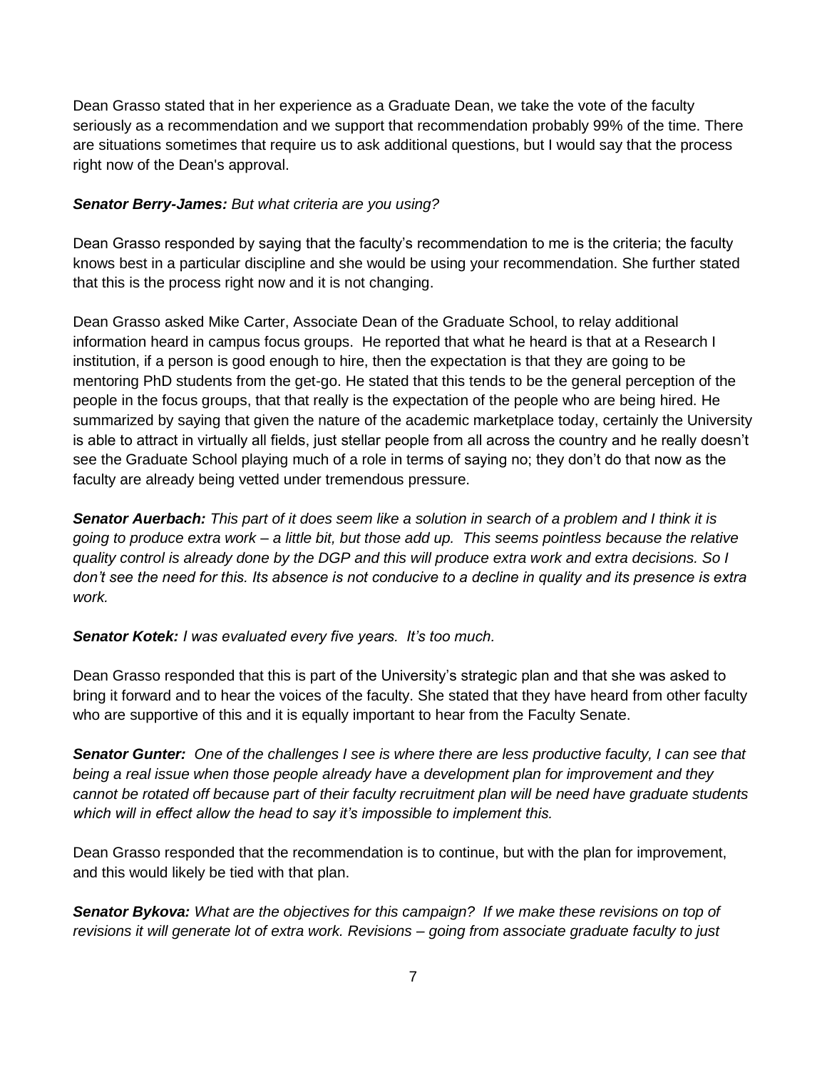Dean Grasso stated that in her experience as a Graduate Dean, we take the vote of the faculty seriously as a recommendation and we support that recommendation probably 99% of the time. There are situations sometimes that require us to ask additional questions, but I would say that the process right now of the Dean's approval.

***Senator Berry-James:*** *But what criteria are you using?*

Dean Grasso responded by saying that the faculty's recommendation to me is the criteria; the faculty knows best in a particular discipline and she would be using your recommendation. She further stated that this is the process right now and it is not changing.

Dean Grasso asked Mike Carter, Associate Dean of the Graduate School, to relay additional information heard in campus focus groups. He reported that what he heard is that at a Research I institution, if a person is good enough to hire, then the expectation is that they are going to be mentoring PhD students from the get-go. He stated that this tends to be the general perception of the people in the focus groups, that that really is the expectation of the people who are being hired. He summarized by saying that given the nature of the academic marketplace today, certainly the University is able to attract in virtually all fields, just stellar people from all across the country and he really doesn't see the Graduate School playing much of a role in terms of saying no; they don't do that now as the faculty are already being vetted under tremendous pressure.

***Senator Auerbach:*** *This part of it does seem like a solution in search of a problem and I think it is going to produce extra work – a little bit, but those add up. This seems pointless because the relative quality control is already done by the DGP and this will produce extra work and extra decisions. So I don't see the need for this. Its absence is not conducive to a decline in quality and its presence is extra work.*

***Senator Kotek:*** *I was evaluated every five years. It's too much.*

Dean Grasso responded that this is part of the University's strategic plan and that she was asked to bring it forward and to hear the voices of the faculty. She stated that they have heard from other faculty who are supportive of this and it is equally important to hear from the Faculty Senate.

***Senator Gunter:*** *One of the challenges I see is where there are less productive faculty, I can see that being a real issue when those people already have a development plan for improvement and they cannot be rotated off because part of their faculty recruitment plan will be need have graduate students which will in effect allow the head to say it's impossible to implement this.*

Dean Grasso responded that the recommendation is to continue, but with the plan for improvement, and this would likely be tied with that plan.

***Senator Bykova:*** *What are the objectives for this campaign? If we make these revisions on top of revisions it will generate lot of extra work. Revisions – going from associate graduate faculty to just*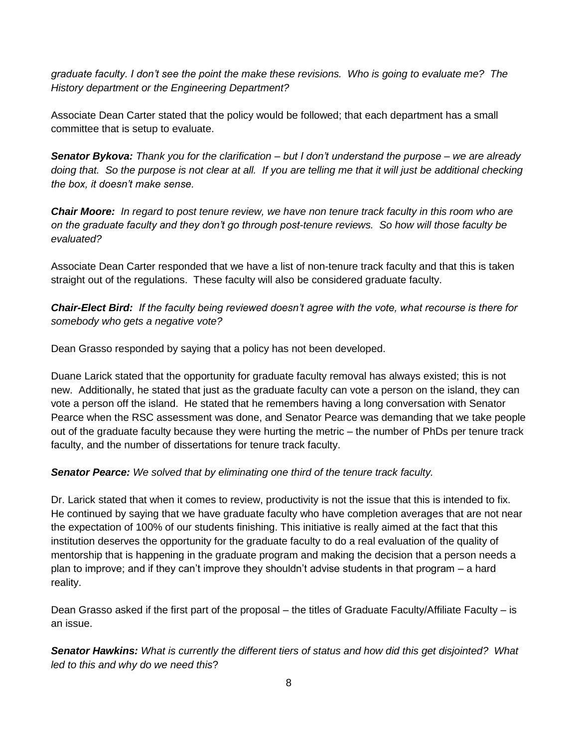*graduate faculty. I don't see the point the make these revisions. Who is going to evaluate me? The History department or the Engineering Department?*

Associate Dean Carter stated that the policy would be followed; that each department has a small committee that is setup to evaluate.

***Senator Bykova:*** *Thank you for the clarification – but I don't understand the purpose – we are already doing that. So the purpose is not clear at all. If you are telling me that it will just be additional checking the box, it doesn't make sense.*

***Chair Moore:*** *In regard to post tenure review, we have non tenure track faculty in this room who are on the graduate faculty and they don't go through post-tenure reviews. So how will those faculty be evaluated?*

Associate Dean Carter responded that we have a list of non-tenure track faculty and that this is taken straight out of the regulations. These faculty will also be considered graduate faculty.

***Chair-Elect Bird:*** *If the faculty being reviewed doesn't agree with the vote, what recourse is there for somebody who gets a negative vote?*

Dean Grasso responded by saying that a policy has not been developed.

Duane Larick stated that the opportunity for graduate faculty removal has always existed; this is not new. Additionally, he stated that just as the graduate faculty can vote a person on the island, they can vote a person off the island. He stated that he remembers having a long conversation with Senator Pearce when the RSC assessment was done, and Senator Pearce was demanding that we take people out of the graduate faculty because they were hurting the metric – the number of PhDs per tenure track faculty, and the number of dissertations for tenure track faculty.

***Senator Pearce:*** *We solved that by eliminating one third of the tenure track faculty.*

Dr. Larick stated that when it comes to review, productivity is not the issue that this is intended to fix. He continued by saying that we have graduate faculty who have completion averages that are not near the expectation of 100% of our students finishing. This initiative is really aimed at the fact that this institution deserves the opportunity for the graduate faculty to do a real evaluation of the quality of mentorship that is happening in the graduate program and making the decision that a person needs a plan to improve; and if they can't improve they shouldn't advise students in that program – a hard reality.

Dean Grasso asked if the first part of the proposal – the titles of Graduate Faculty/Affiliate Faculty – is an issue.

***Senator Hawkins:*** *What is currently the different tiers of status and how did this get disjointed? What led to this and why do we need this*?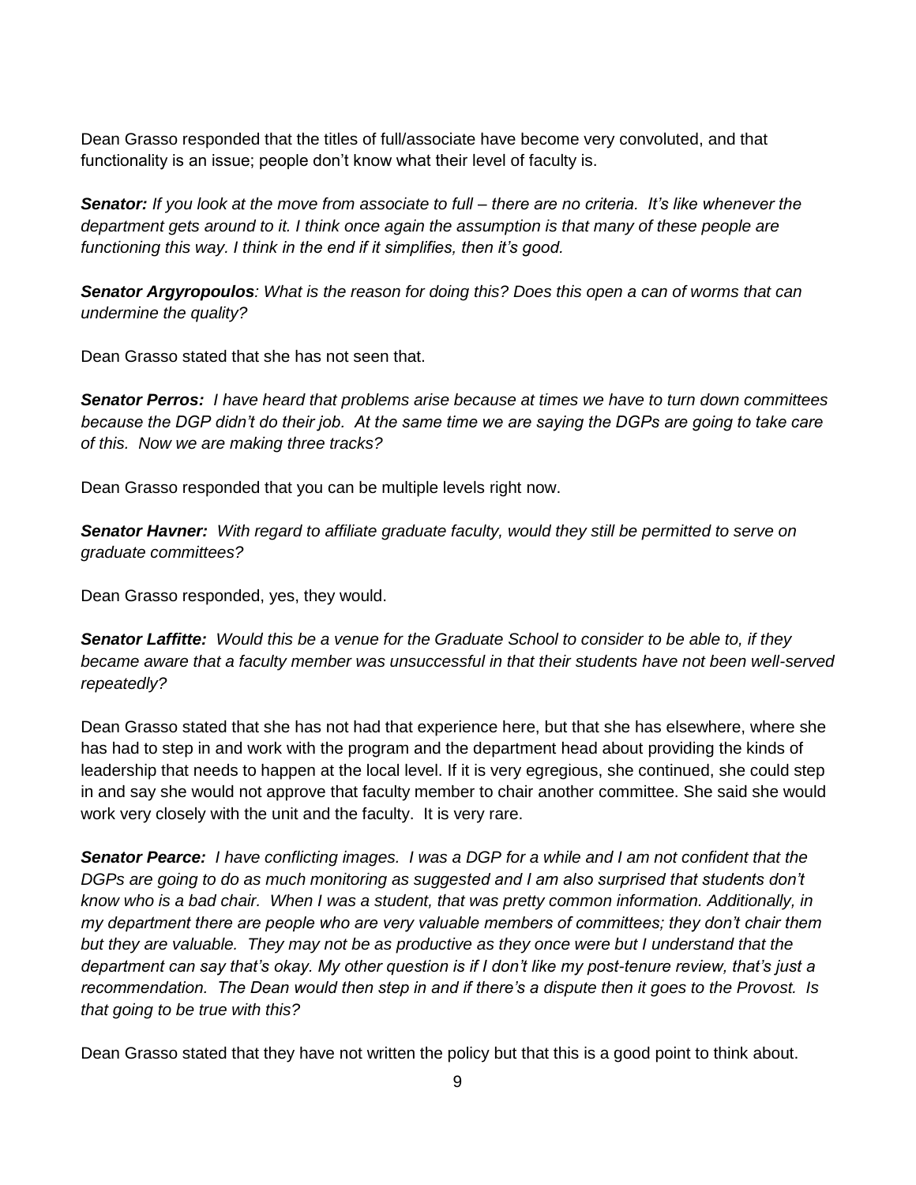Dean Grasso responded that the titles of full/associate have become very convoluted, and that functionality is an issue; people don't know what their level of faculty is.

***Senator:*** *If you look at the move from associate to full – there are no criteria. It's like whenever the department gets around to it. I think once again the assumption is that many of these people are functioning this way. I think in the end if it simplifies, then it's good.*

***Senator Argyropoulos****: What is the reason for doing this? Does this open a can of worms that can undermine the quality?*

Dean Grasso stated that she has not seen that.

***Senator Perros:*** *I have heard that problems arise because at times we have to turn down committees because the DGP didn't do their job. At the same time we are saying the DGPs are going to take care of this. Now we are making three tracks?*

Dean Grasso responded that you can be multiple levels right now.

***Senator Havner:*** *With regard to affiliate graduate faculty, would they still be permitted to serve on graduate committees?*

Dean Grasso responded, yes, they would.

***Senator Laffitte:*** *Would this be a venue for the Graduate School to consider to be able to, if they became aware that a faculty member was unsuccessful in that their students have not been well-served repeatedly?*

Dean Grasso stated that she has not had that experience here, but that she has elsewhere, where she has had to step in and work with the program and the department head about providing the kinds of leadership that needs to happen at the local level. If it is very egregious, she continued, she could step in and say she would not approve that faculty member to chair another committee. She said she would work very closely with the unit and the faculty. It is very rare.

***Senator Pearce:*** *I have conflicting images. I was a DGP for a while and I am not confident that the DGPs are going to do as much monitoring as suggested and I am also surprised that students don't know who is a bad chair. When I was a student, that was pretty common information. Additionally, in my department there are people who are very valuable members of committees; they don't chair them but they are valuable. They may not be as productive as they once were but I understand that the department can say that's okay. My other question is if I don't like my post-tenure review, that's just a recommendation. The Dean would then step in and if there's a dispute then it goes to the Provost. Is that going to be true with this?*

Dean Grasso stated that they have not written the policy but that this is a good point to think about.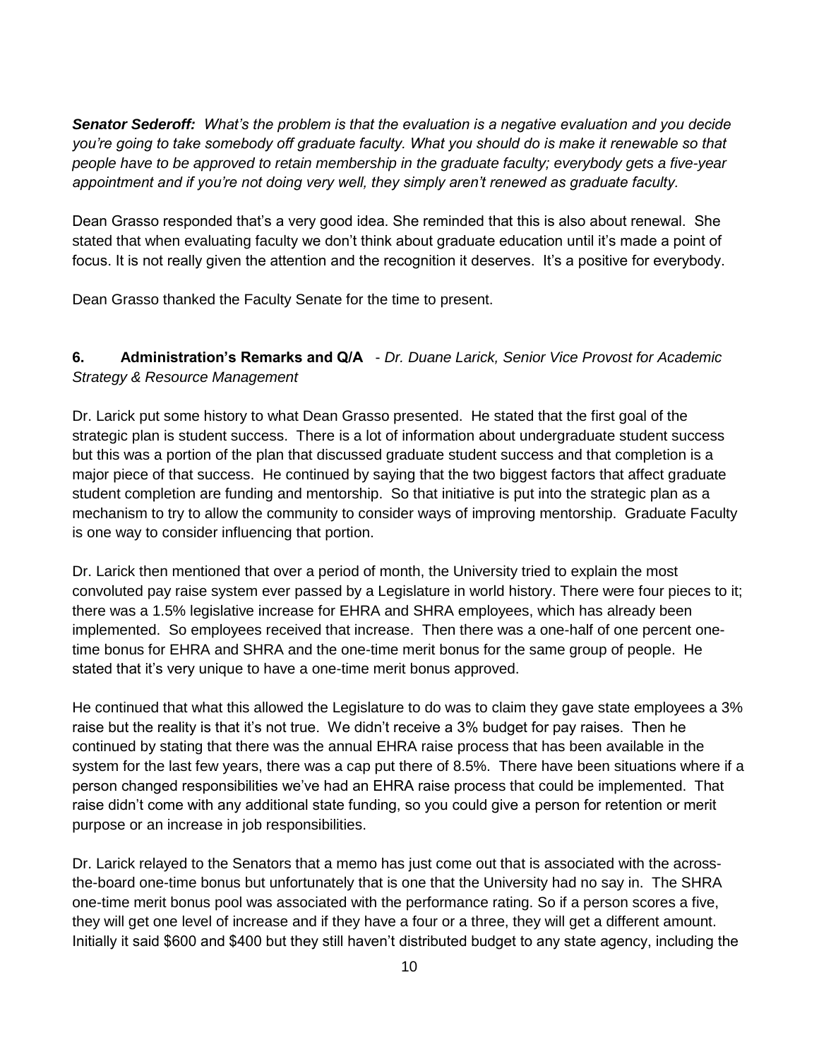***Senator Sederoff:*** *What's the problem is that the evaluation is a negative evaluation and you decide you're going to take somebody off graduate faculty. What you should do is make it renewable so that people have to be approved to retain membership in the graduate faculty; everybody gets a five-year appointment and if you're not doing very well, they simply aren't renewed as graduate faculty.*

Dean Grasso responded that's a very good idea. She reminded that this is also about renewal. She stated that when evaluating faculty we don't think about graduate education until it's made a point of focus. It is not really given the attention and the recognition it deserves. It's a positive for everybody.

Dean Grasso thanked the Faculty Senate for the time to present.

**6. Administration's Remarks and Q/A** - *Dr. Duane Larick, Senior Vice Provost for Academic Strategy & Resource Management*

Dr. Larick put some history to what Dean Grasso presented. He stated that the first goal of the strategic plan is student success. There is a lot of information about undergraduate student success but this was a portion of the plan that discussed graduate student success and that completion is a major piece of that success. He continued by saying that the two biggest factors that affect graduate student completion are funding and mentorship. So that initiative is put into the strategic plan as a mechanism to try to allow the community to consider ways of improving mentorship. Graduate Faculty is one way to consider influencing that portion.

Dr. Larick then mentioned that over a period of month, the University tried to explain the most convoluted pay raise system ever passed by a Legislature in world history. There were four pieces to it; there was a 1.5% legislative increase for EHRA and SHRA employees, which has already been implemented. So employees received that increase. Then there was a one-half of one percent one-time bonus for EHRA and SHRA and the one-time merit bonus for the same group of people. He stated that it's very unique to have a one-time merit bonus approved.

He continued that what this allowed the Legislature to do was to claim they gave state employees a 3% raise but the reality is that it's not true. We didn't receive a 3% budget for pay raises. Then he continued by stating that there was the annual EHRA raise process that has been available in the system for the last few years, there was a cap put there of 8.5%. There have been situations where if a person changed responsibilities we've had an EHRA raise process that could be implemented. That raise didn't come with any additional state funding, so you could give a person for retention or merit purpose or an increase in job responsibilities.

Dr. Larick relayed to the Senators that a memo has just come out that is associated with the across-the-board one-time bonus but unfortunately that is one that the University had no say in. The SHRA one-time merit bonus pool was associated with the performance rating. So if a person scores a five, they will get one level of increase and if they have a four or a three, they will get a different amount. Initially it said $600 and $400 but they still haven't distributed budget to any state agency, including the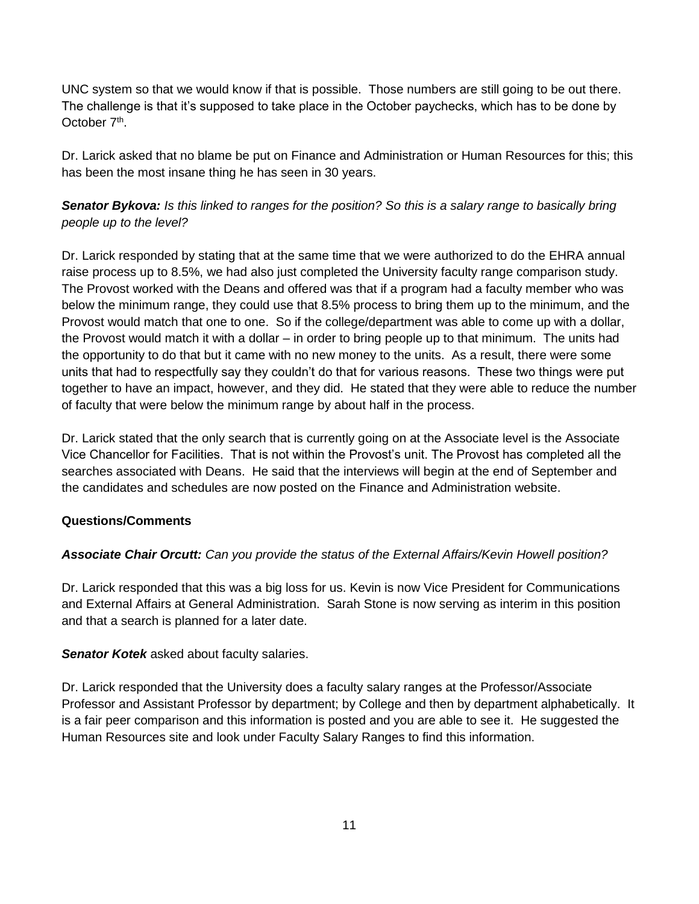UNC system so that we would know if that is possible. Those numbers are still going to be out there. The challenge is that it's supposed to take place in the October paychecks, which has to be done by October 7th.

Dr. Larick asked that no blame be put on Finance and Administration or Human Resources for this; this has been the most insane thing he has seen in 30 years.

***Senator Bykova:*** *Is this linked to ranges for the position? So this is a salary range to basically bring people up to the level?*

Dr. Larick responded by stating that at the same time that we were authorized to do the EHRA annual raise process up to 8.5%, we had also just completed the University faculty range comparison study. The Provost worked with the Deans and offered was that if a program had a faculty member who was below the minimum range, they could use that 8.5% process to bring them up to the minimum, and the Provost would match that one to one. So if the college/department was able to come up with a dollar, the Provost would match it with a dollar – in order to bring people up to that minimum. The units had the opportunity to do that but it came with no new money to the units. As a result, there were some units that had to respectfully say they couldn't do that for various reasons. These two things were put together to have an impact, however, and they did. He stated that they were able to reduce the number of faculty that were below the minimum range by about half in the process.

Dr. Larick stated that the only search that is currently going on at the Associate level is the Associate Vice Chancellor for Facilities. That is not within the Provost's unit. The Provost has completed all the searches associated with Deans. He said that the interviews will begin at the end of September and the candidates and schedules are now posted on the Finance and Administration website.

**Questions/Comments**

***Associate Chair Orcutt:*** *Can you provide the status of the External Affairs/Kevin Howell position?*

Dr. Larick responded that this was a big loss for us. Kevin is now Vice President for Communications and External Affairs at General Administration. Sarah Stone is now serving as interim in this position and that a search is planned for a later date.

***Senator Kotek*** asked about faculty salaries.

Dr. Larick responded that the University does a faculty salary ranges at the Professor/Associate Professor and Assistant Professor by department; by College and then by department alphabetically. It is a fair peer comparison and this information is posted and you are able to see it. He suggested the Human Resources site and look under Faculty Salary Ranges to find this information.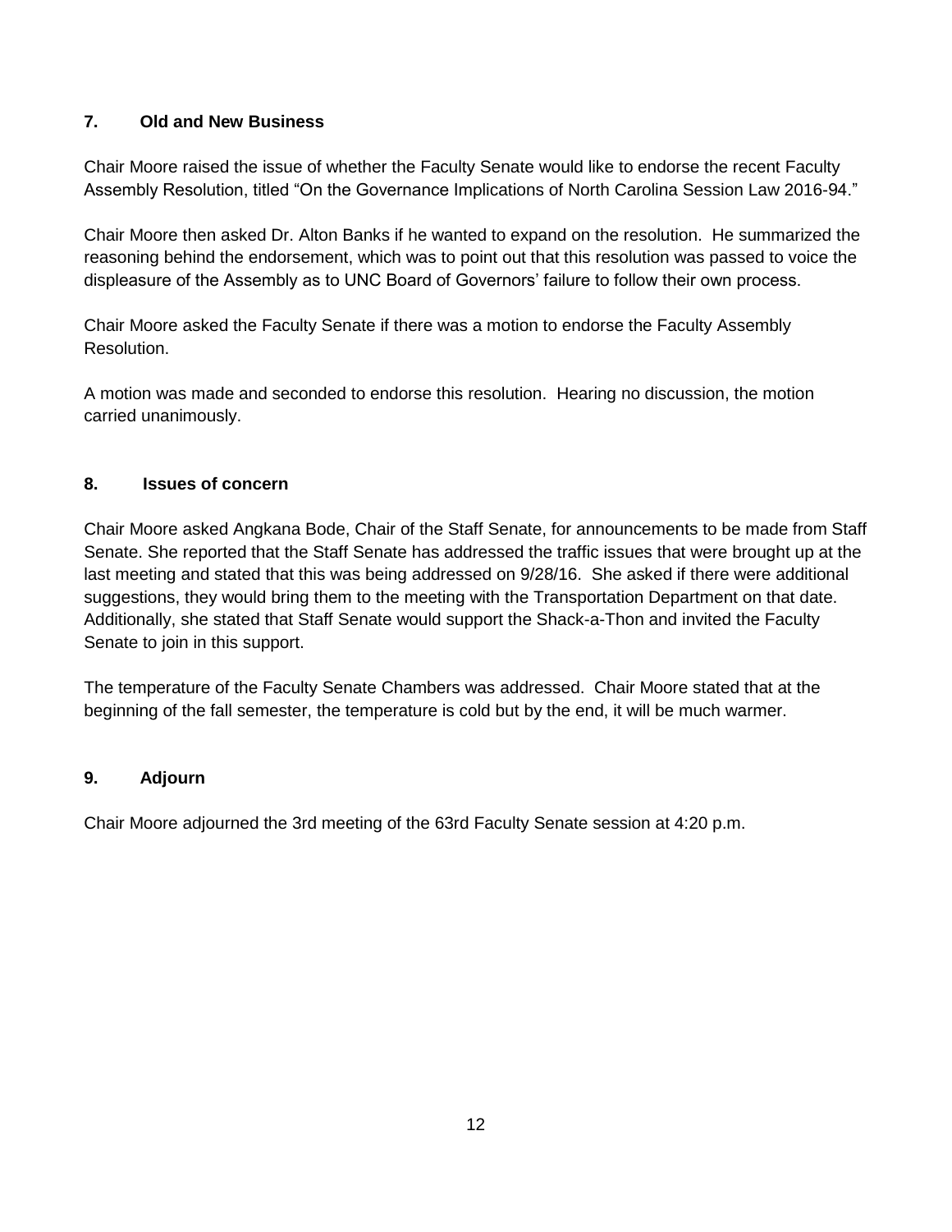## 7. Old and New Business

Chair Moore raised the issue of whether the Faculty Senate would like to endorse the recent Faculty Assembly Resolution, titled "On the Governance Implications of North Carolina Session Law 2016-94."

Chair Moore then asked Dr. Alton Banks if he wanted to expand on the resolution. He summarized the reasoning behind the endorsement, which was to point out that this resolution was passed to voice the displeasure of the Assembly as to UNC Board of Governors' failure to follow their own process.

Chair Moore asked the Faculty Senate if there was a motion to endorse the Faculty Assembly Resolution.

A motion was made and seconded to endorse this resolution. Hearing no discussion, the motion carried unanimously.

## 8. Issues of concern

Chair Moore asked Angkana Bode, Chair of the Staff Senate, for announcements to be made from Staff Senate. She reported that the Staff Senate has addressed the traffic issues that were brought up at the last meeting and stated that this was being addressed on 9/28/16. She asked if there were additional suggestions, they would bring them to the meeting with the Transportation Department on that date. Additionally, she stated that Staff Senate would support the Shack-a-Thon and invited the Faculty Senate to join in this support.

The temperature of the Faculty Senate Chambers was addressed. Chair Moore stated that at the beginning of the fall semester, the temperature is cold but by the end, it will be much warmer.

## 9. Adjourn

Chair Moore adjourned the 3rd meeting of the 63rd Faculty Senate session at 4:20 p.m.